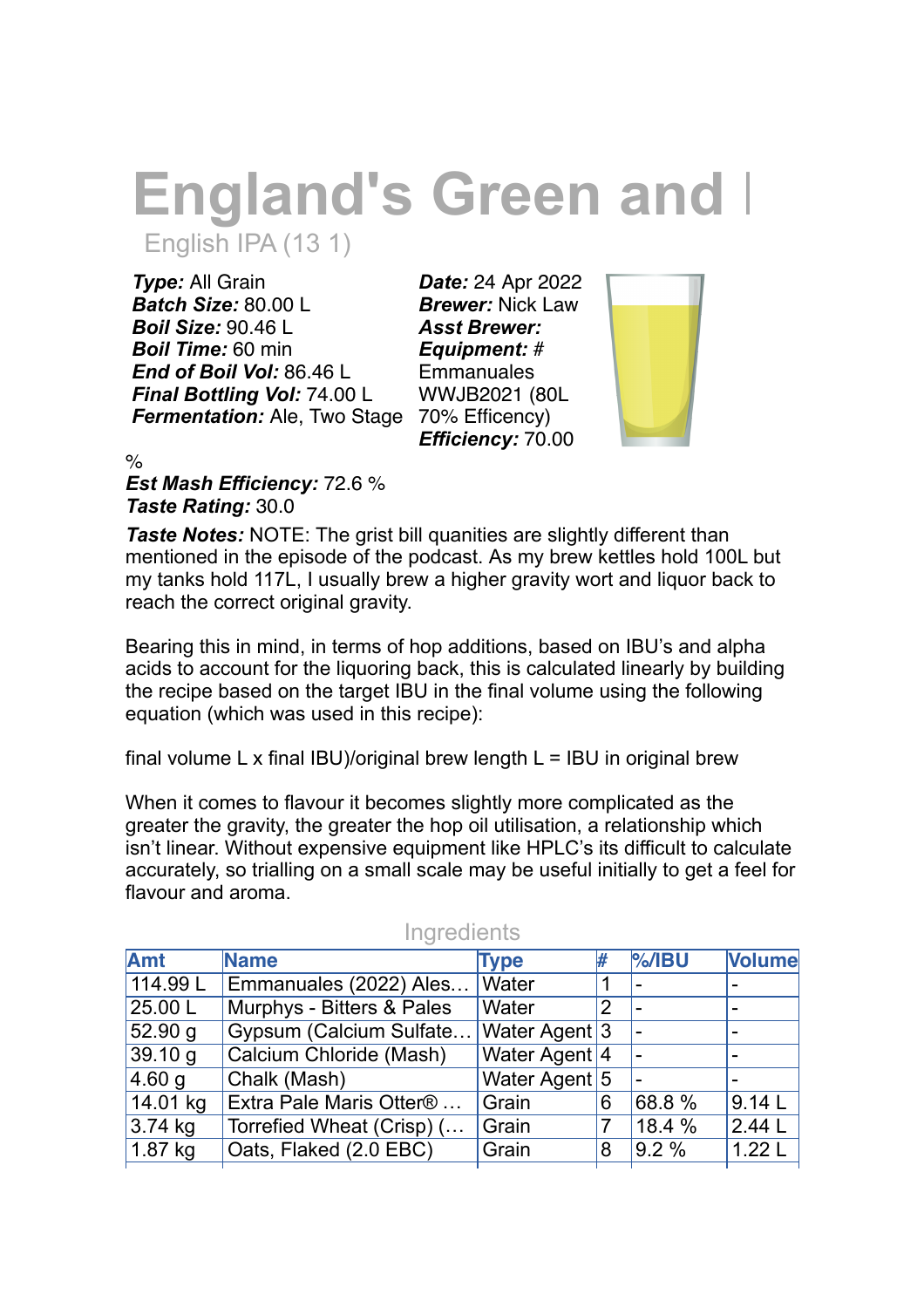# England's Green and I

English IPA (13 1)

***Type:*** All Grain
***Batch Size:*** 80.00 L
***Boil Size:*** 90.46 L
***Boil Time:*** 60 min
***End of Boil Vol:*** 86.46 L
***Final Bottling Vol:*** 74.00 L
***Fermentation:*** Ale, Two Stage

***Date:*** 24 Apr 2022
***Brewer:*** Nick Law
***Asst Brewer:***
***Equipment:*** # Emmanuales WWJB2021 (80L 70% Efficency)
***Efficiency:*** 70.00 %

***Est Mash Efficiency:*** 72.6 %
***Taste Rating:*** 30.0

***Taste Notes:*** NOTE: The grist bill quanities are slightly different than mentioned in the episode of the podcast. As my brew kettles hold 100L but my tanks hold 117L, I usually brew a higher gravity wort and liquor back to reach the correct original gravity.

Bearing this in mind, in terms of hop additions, based on IBU's and alpha acids to account for the liquoring back, this is calculated linearly by building the recipe based on the target IBU in the final volume using the following equation (which was used in this recipe):

final volume L x final IBU)/original brew length L = IBU in original brew

When it comes to flavour it becomes slightly more complicated as the greater the gravity, the greater the hop oil utilisation, a relationship which isn't linear. Without expensive equipment like HPLC's its difficult to calculate accurately, so trialling on a small scale may be useful initially to get a feel for flavour and aroma.

## Ingredients

| Amt | Name | Type | # | %/IBU | Volume |
|---|---|---|---|---|---|
| 114.99 L | Emmanuales (2022) Ales… | Water | 1 | - | - |
| 25.00 L | Murphys - Bitters & Pales | Water | 2 | - | - |
| 52.90 g | Gypsum (Calcium Sulfate… | Water Agent | 3 | - | - |
| 39.10 g | Calcium Chloride (Mash) | Water Agent | 4 | - | - |
| 4.60 g | Chalk (Mash) | Water Agent | 5 | - | - |
| 14.01 kg | Extra Pale Maris Otter® … | Grain | 6 | 68.8 % | 9.14 L |
| 3.74 kg | Torrefied Wheat (Crisp) (… | Grain | 7 | 18.4 % | 2.44 L |
| 1.87 kg | Oats, Flaked (2.0 EBC) | Grain | 8 | 9.2 % | 1.22 L |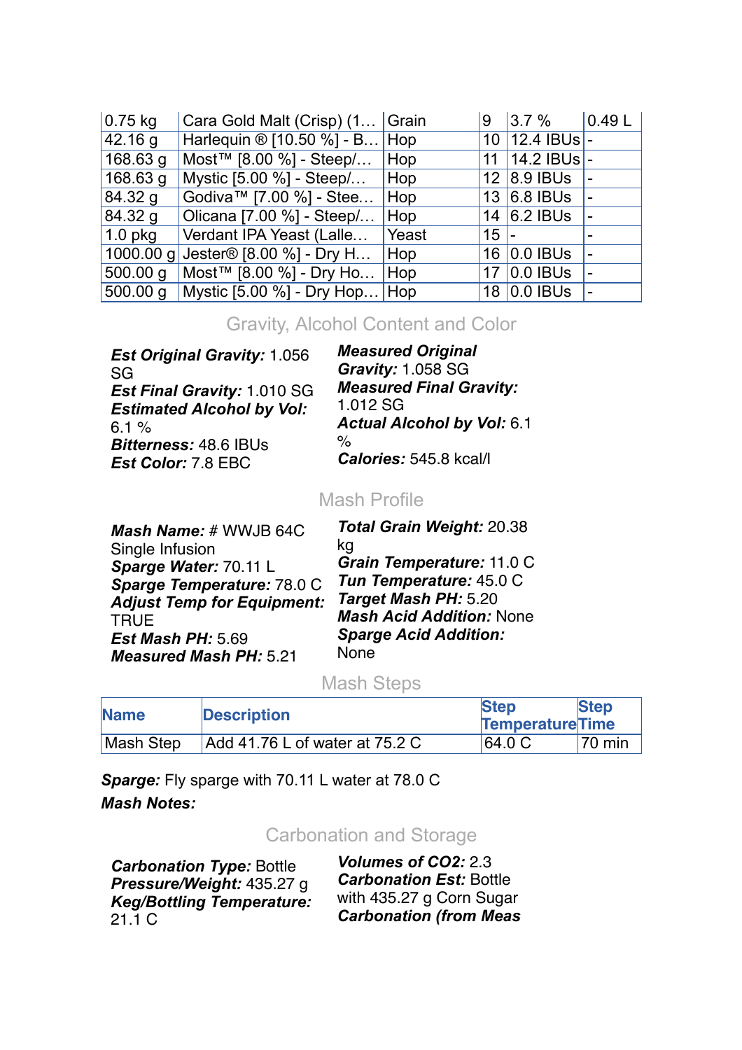| | | | | | |
|---|---|---|---|---|---|
| 0.75 kg | Cara Gold Malt (Crisp) (1… | Grain | 9 | 3.7 % | 0.49 L |
| 42.16 g | Harlequin ® [10.50 %] - B… | Hop | 10 | 12.4 IBUs | - |
| 168.63 g | Most™ [8.00 %] - Steep/… | Hop | 11 | 14.2 IBUs | - |
| 168.63 g | Mystic [5.00 %] - Steep/… | Hop | 12 | 8.9 IBUs | - |
| 84.32 g | Godiva™ [7.00 %] - Stee… | Hop | 13 | 6.8 IBUs | - |
| 84.32 g | Olicana [7.00 %] - Steep/… | Hop | 14 | 6.2 IBUs | - |
| 1.0 pkg | Verdant IPA Yeast (Lalle… | Yeast | 15 | - | - |
| 1000.00 g | Jester® [8.00 %] - Dry H… | Hop | 16 | 0.0 IBUs | - |
| 500.00 g | Most™ [8.00 %] - Dry Ho… | Hop | 17 | 0.0 IBUs | - |
| 500.00 g | Mystic [5.00 %] - Dry Hop… | Hop | 18 | 0.0 IBUs | - |

## Gravity, Alcohol Content and Color

***Est Original Gravity:*** 1.056 SG
***Est Final Gravity:*** 1.010 SG
***Estimated Alcohol by Vol:*** 6.1 %
***Bitterness:*** 48.6 IBUs
***Est Color:*** 7.8 EBC

***Measured Original Gravity:*** 1.058 SG
***Measured Final Gravity:*** 1.012 SG
***Actual Alcohol by Vol:*** 6.1 %
***Calories:*** 545.8 kcal/l

## Mash Profile

***Mash Name:*** # WWJB 64C Single Infusion
***Sparge Water:*** 70.11 L
***Sparge Temperature:*** 78.0 C
***Adjust Temp for Equipment:*** TRUE
***Est Mash PH:*** 5.69
***Measured Mash PH:*** 5.21

***Total Grain Weight:*** 20.38 kg
***Grain Temperature:*** 11.0 C
***Tun Temperature:*** 45.0 C
***Target Mash PH:*** 5.20
***Mash Acid Addition:*** None
***Sparge Acid Addition:*** None

## Mash Steps

| Name | Description | Step Temperature | Step Time |
|---|---|---|---|
| Mash Step | Add 41.76 L of water at 75.2 C | 64.0 C | 70 min |

***Sparge:*** Fly sparge with 70.11 L water at 78.0 C
***Mash Notes:***

## Carbonation and Storage

***Carbonation Type:*** Bottle
***Pressure/Weight:*** 435.27 g
***Keg/Bottling Temperature:*** 21.1 C

***Volumes of CO2:*** 2.3
***Carbonation Est:*** Bottle with 435.27 g Corn Sugar
***Carbonation (from Meas***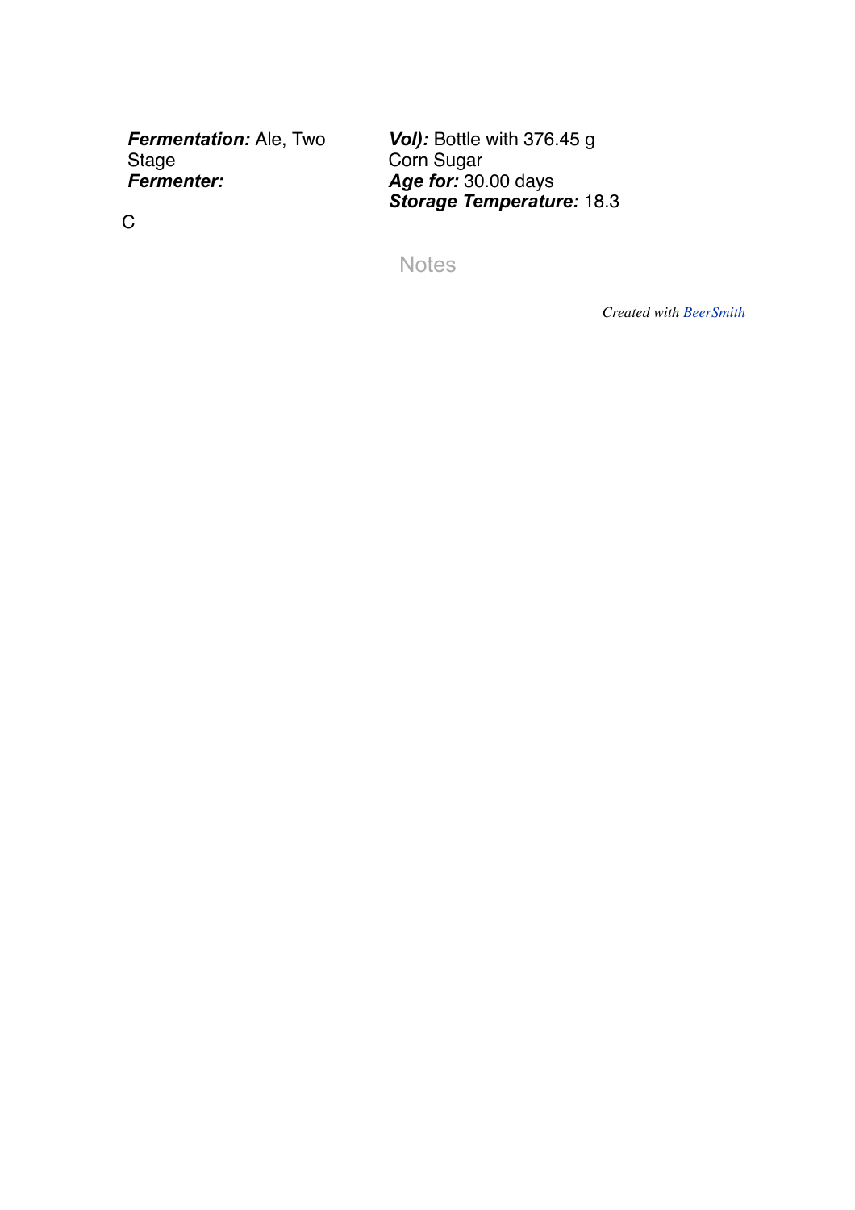***Fermentation:*** Ale, Two Stage
***Fermenter:***

C

***Vol):*** Bottle with 376.45 g Corn Sugar
***Age for:*** 30.00 days
***Storage Temperature:*** 18.3

## Notes

*Created with BeerSmith*